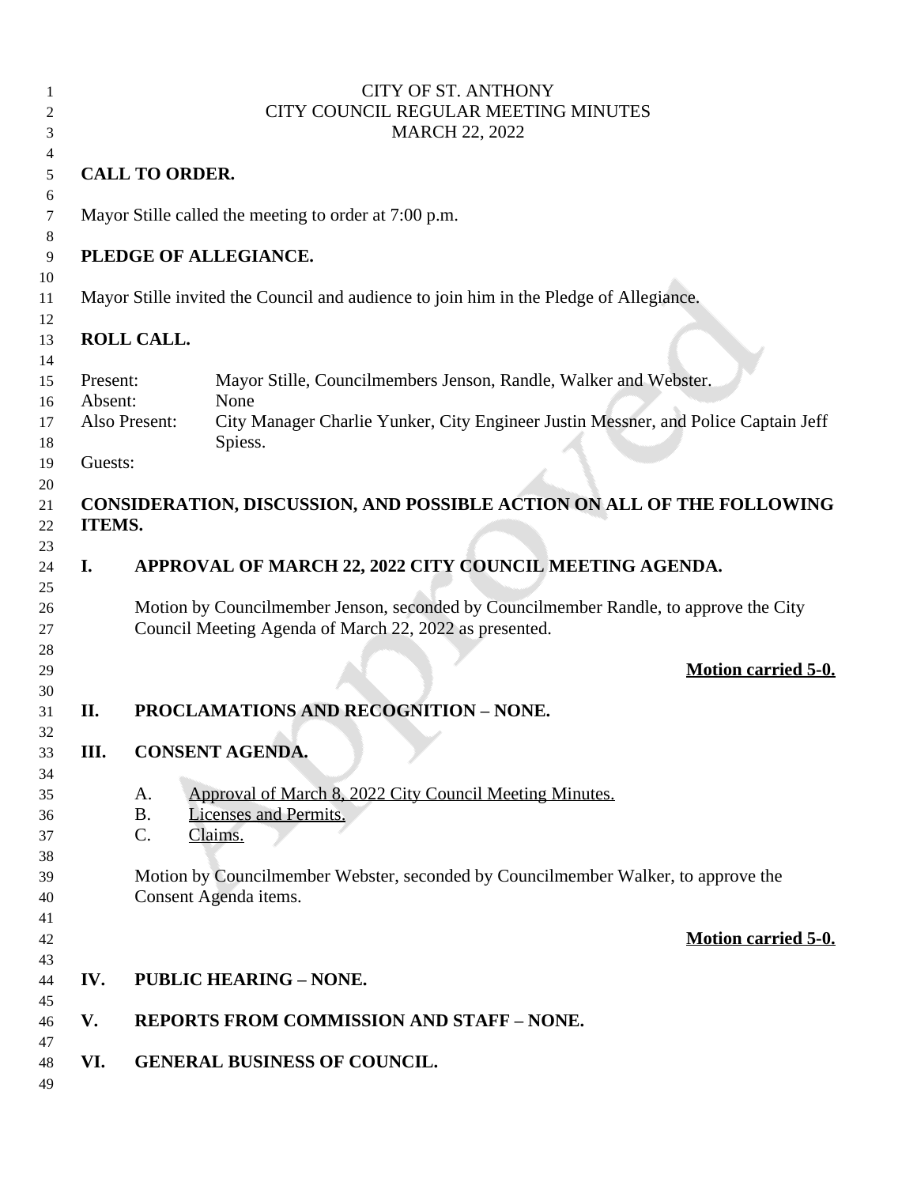# CITY OF ST. ANTHONY
## CITY COUNCIL REGULAR MEETING MINUTES
### MARCH 22, 2022

**CALL TO ORDER.**

Mayor Stille called the meeting to order at 7:00 p.m.

**PLEDGE OF ALLEGIANCE.**

Mayor Stille invited the Council and audience to join him in the Pledge of Allegiance.

**ROLL CALL.**

Present: Mayor Stille, Councilmembers Jenson, Randle, Walker and Webster.
Absent: None
Also Present: City Manager Charlie Yunker, City Engineer Justin Messner, and Police Captain Jeff Spiess.
Guests:

**CONSIDERATION, DISCUSSION, AND POSSIBLE ACTION ON ALL OF THE FOLLOWING ITEMS.**

**I. APPROVAL OF MARCH 22, 2022 CITY COUNCIL MEETING AGENDA.**

Motion by Councilmember Jenson, seconded by Councilmember Randle, to approve the City Council Meeting Agenda of March 22, 2022 as presented.

**Motion carried 5-0.**

**II. PROCLAMATIONS AND RECOGNITION – NONE.**

**III. CONSENT AGENDA.**

A. Approval of March 8, 2022 City Council Meeting Minutes.
B. Licenses and Permits.
C. Claims.

Motion by Councilmember Webster, seconded by Councilmember Walker, to approve the Consent Agenda items.

**Motion carried 5-0.**

**IV. PUBLIC HEARING – NONE.**

**V. REPORTS FROM COMMISSION AND STAFF – NONE.**

**VI. GENERAL BUSINESS OF COUNCIL.**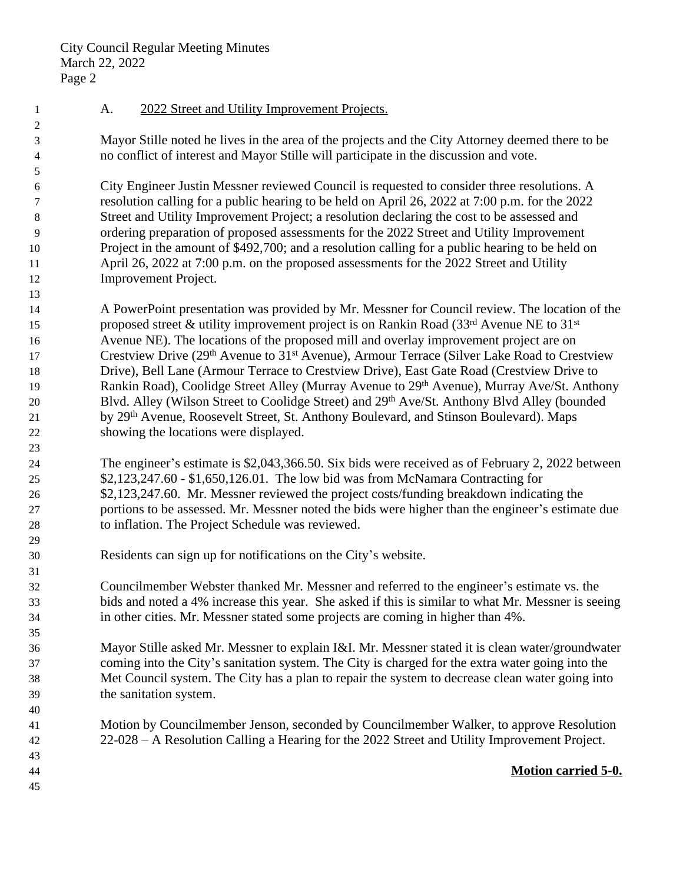A. <u>2022 Street and Utility Improvement Projects.</u>

Mayor Stille noted he lives in the area of the projects and the City Attorney deemed there to be no conflict of interest and Mayor Stille will participate in the discussion and vote.

City Engineer Justin Messner reviewed Council is requested to consider three resolutions. A resolution calling for a public hearing to be held on April 26, 2022 at 7:00 p.m. for the 2022 Street and Utility Improvement Project; a resolution declaring the cost to be assessed and ordering preparation of proposed assessments for the 2022 Street and Utility Improvement Project in the amount of $492,700; and a resolution calling for a public hearing to be held on April 26, 2022 at 7:00 p.m. on the proposed assessments for the 2022 Street and Utility Improvement Project.

A PowerPoint presentation was provided by Mr. Messner for Council review. The location of the proposed street & utility improvement project is on Rankin Road (33rd Avenue NE to 31st Avenue NE). The locations of the proposed mill and overlay improvement project are on Crestview Drive (29th Avenue to 31st Avenue), Armour Terrace (Silver Lake Road to Crestview Drive), Bell Lane (Armour Terrace to Crestview Drive), East Gate Road (Crestview Drive to Rankin Road), Coolidge Street Alley (Murray Avenue to 29th Avenue), Murray Ave/St. Anthony Blvd. Alley (Wilson Street to Coolidge Street) and 29th Ave/St. Anthony Blvd Alley (bounded by 29th Avenue, Roosevelt Street, St. Anthony Boulevard, and Stinson Boulevard). Maps showing the locations were displayed.

The engineer's estimate is $2,043,366.50. Six bids were received as of February 2, 2022 between $2,123,247.60 - $1,650,126.01. The low bid was from McNamara Contracting for $2,123,247.60. Mr. Messner reviewed the project costs/funding breakdown indicating the portions to be assessed. Mr. Messner noted the bids were higher than the engineer's estimate due to inflation. The Project Schedule was reviewed.

Residents can sign up for notifications on the City's website.

Councilmember Webster thanked Mr. Messner and referred to the engineer's estimate vs. the bids and noted a 4% increase this year. She asked if this is similar to what Mr. Messner is seeing in other cities. Mr. Messner stated some projects are coming in higher than 4%.

Mayor Stille asked Mr. Messner to explain I&I. Mr. Messner stated it is clean water/groundwater coming into the City's sanitation system. The City is charged for the extra water going into the Met Council system. The City has a plan to repair the system to decrease clean water going into the sanitation system.

Motion by Councilmember Jenson, seconded by Councilmember Walker, to approve Resolution 22-028 – A Resolution Calling a Hearing for the 2022 Street and Utility Improvement Project.

**<u>Motion carried 5-0.</u>**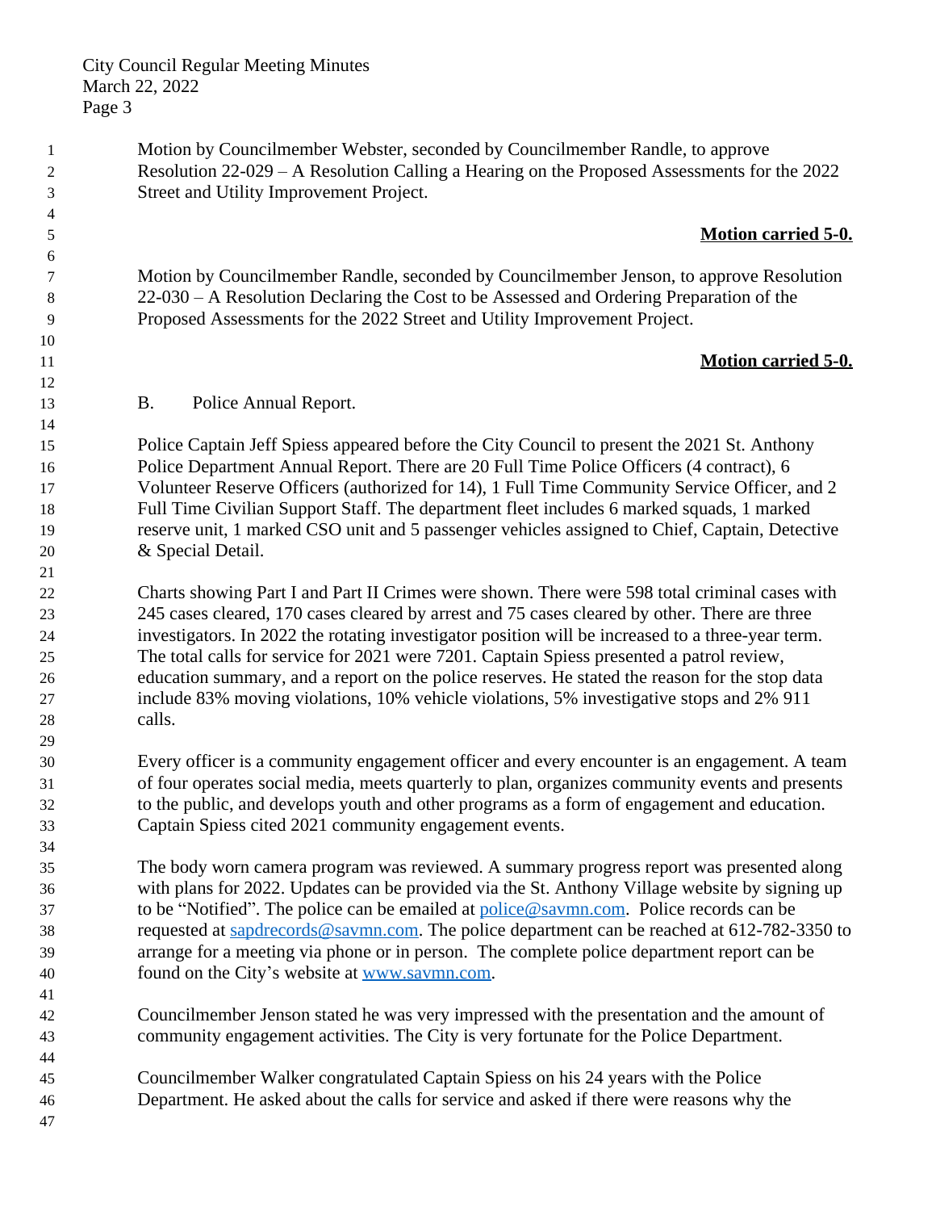Motion by Councilmember Webster, seconded by Councilmember Randle, to approve Resolution 22-029 – A Resolution Calling a Hearing on the Proposed Assessments for the 2022 Street and Utility Improvement Project.

**Motion carried 5-0.**

Motion by Councilmember Randle, seconded by Councilmember Jenson, to approve Resolution 22-030 – A Resolution Declaring the Cost to be Assessed and Ordering Preparation of the Proposed Assessments for the 2022 Street and Utility Improvement Project.

**Motion carried 5-0.**

B. Police Annual Report.

Police Captain Jeff Spiess appeared before the City Council to present the 2021 St. Anthony Police Department Annual Report. There are 20 Full Time Police Officers (4 contract), 6 Volunteer Reserve Officers (authorized for 14), 1 Full Time Community Service Officer, and 2 Full Time Civilian Support Staff. The department fleet includes 6 marked squads, 1 marked reserve unit, 1 marked CSO unit and 5 passenger vehicles assigned to Chief, Captain, Detective & Special Detail.

Charts showing Part I and Part II Crimes were shown. There were 598 total criminal cases with 245 cases cleared, 170 cases cleared by arrest and 75 cases cleared by other. There are three investigators. In 2022 the rotating investigator position will be increased to a three-year term. The total calls for service for 2021 were 7201. Captain Spiess presented a patrol review, education summary, and a report on the police reserves. He stated the reason for the stop data include 83% moving violations, 10% vehicle violations, 5% investigative stops and 2% 911 calls.

Every officer is a community engagement officer and every encounter is an engagement. A team of four operates social media, meets quarterly to plan, organizes community events and presents to the public, and develops youth and other programs as a form of engagement and education. Captain Spiess cited 2021 community engagement events.

The body worn camera program was reviewed. A summary progress report was presented along with plans for 2022. Updates can be provided via the St. Anthony Village website by signing up to be "Notified". The police can be emailed at police@savmn.com. Police records can be requested at sapdrecords@savmn.com. The police department can be reached at 612-782-3350 to arrange for a meeting via phone or in person. The complete police department report can be found on the City's website at www.savmn.com.

Councilmember Jenson stated he was very impressed with the presentation and the amount of community engagement activities. The City is very fortunate for the Police Department.

Councilmember Walker congratulated Captain Spiess on his 24 years with the Police Department. He asked about the calls for service and asked if there were reasons why the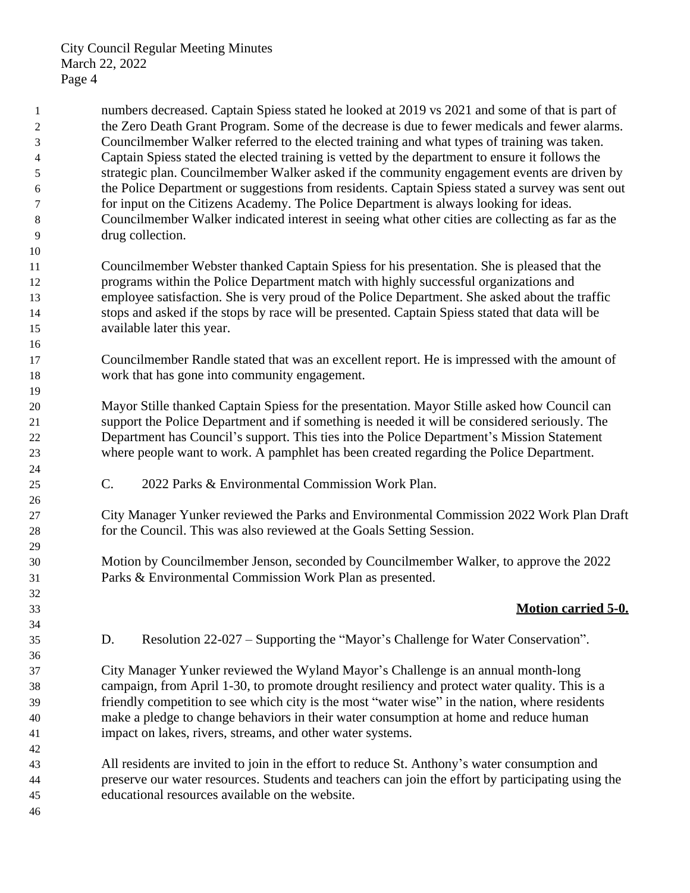numbers decreased. Captain Spiess stated he looked at 2019 vs 2021 and some of that is part of the Zero Death Grant Program. Some of the decrease is due to fewer medicals and fewer alarms. Councilmember Walker referred to the elected training and what types of training was taken. Captain Spiess stated the elected training is vetted by the department to ensure it follows the strategic plan. Councilmember Walker asked if the community engagement events are driven by the Police Department or suggestions from residents. Captain Spiess stated a survey was sent out for input on the Citizens Academy. The Police Department is always looking for ideas. Councilmember Walker indicated interest in seeing what other cities are collecting as far as the drug collection.

Councilmember Webster thanked Captain Spiess for his presentation. She is pleased that the programs within the Police Department match with highly successful organizations and employee satisfaction. She is very proud of the Police Department. She asked about the traffic stops and asked if the stops by race will be presented. Captain Spiess stated that data will be available later this year.

Councilmember Randle stated that was an excellent report. He is impressed with the amount of work that has gone into community engagement.

Mayor Stille thanked Captain Spiess for the presentation. Mayor Stille asked how Council can support the Police Department and if something is needed it will be considered seriously. The Department has Council's support. This ties into the Police Department's Mission Statement where people want to work. A pamphlet has been created regarding the Police Department.

C. 2022 Parks & Environmental Commission Work Plan.

City Manager Yunker reviewed the Parks and Environmental Commission 2022 Work Plan Draft for the Council. This was also reviewed at the Goals Setting Session.

Motion by Councilmember Jenson, seconded by Councilmember Walker, to approve the 2022 Parks & Environmental Commission Work Plan as presented.

**Motion carried 5-0.**

D. Resolution 22-027 – Supporting the "Mayor's Challenge for Water Conservation".

City Manager Yunker reviewed the Wyland Mayor's Challenge is an annual month-long campaign, from April 1-30, to promote drought resiliency and protect water quality. This is a friendly competition to see which city is the most "water wise" in the nation, where residents make a pledge to change behaviors in their water consumption at home and reduce human impact on lakes, rivers, streams, and other water systems.

All residents are invited to join in the effort to reduce St. Anthony's water consumption and preserve our water resources. Students and teachers can join the effort by participating using the educational resources available on the website.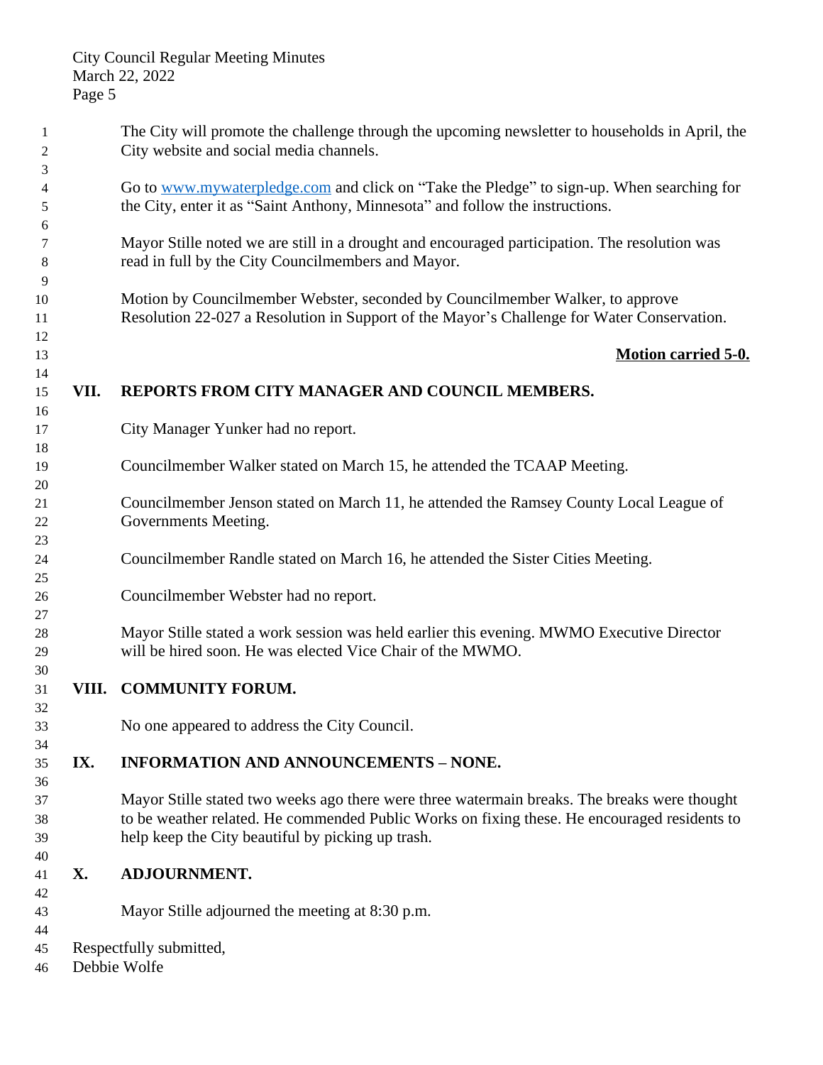The City will promote the challenge through the upcoming newsletter to households in April, the City website and social media channels.

Go to www.mywaterpledge.com and click on "Take the Pledge" to sign-up. When searching for the City, enter it as "Saint Anthony, Minnesota" and follow the instructions.

Mayor Stille noted we are still in a drought and encouraged participation. The resolution was read in full by the City Councilmembers and Mayor.

Motion by Councilmember Webster, seconded by Councilmember Walker, to approve Resolution 22-027 a Resolution in Support of the Mayor's Challenge for Water Conservation.

**Motion carried 5-0.**

## VII. REPORTS FROM CITY MANAGER AND COUNCIL MEMBERS.

City Manager Yunker had no report.

Councilmember Walker stated on March 15, he attended the TCAAP Meeting.

Councilmember Jenson stated on March 11, he attended the Ramsey County Local League of Governments Meeting.

Councilmember Randle stated on March 16, he attended the Sister Cities Meeting.

Councilmember Webster had no report.

Mayor Stille stated a work session was held earlier this evening. MWMO Executive Director will be hired soon. He was elected Vice Chair of the MWMO.

## VIII. COMMUNITY FORUM.

No one appeared to address the City Council.

## IX. INFORMATION AND ANNOUNCEMENTS – NONE.

Mayor Stille stated two weeks ago there were three watermain breaks. The breaks were thought to be weather related. He commended Public Works on fixing these. He encouraged residents to help keep the City beautiful by picking up trash.

## X. ADJOURNMENT.

Mayor Stille adjourned the meeting at 8:30 p.m.

Respectfully submitted,
Debbie Wolfe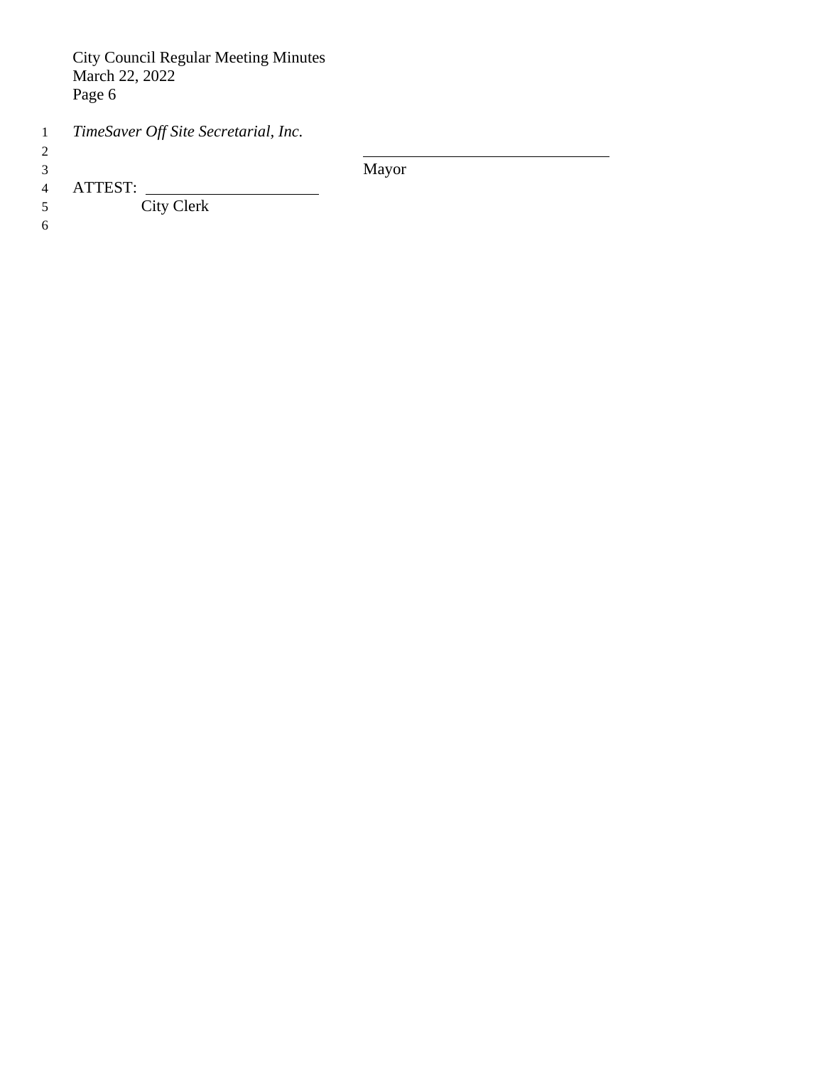*TimeSaver Off Site Secretarial, Inc.*

\_\_\_\_\_\_\_\_\_\_\_\_\_\_\_\_\_\_\_\_\_\_\_\_\_\_\_\_\_\_\_\_

Mayor

ATTEST: \_\_\_\_\_\_\_\_\_\_\_\_\_\_\_\_\_\_\_\_\_\_

City Clerk